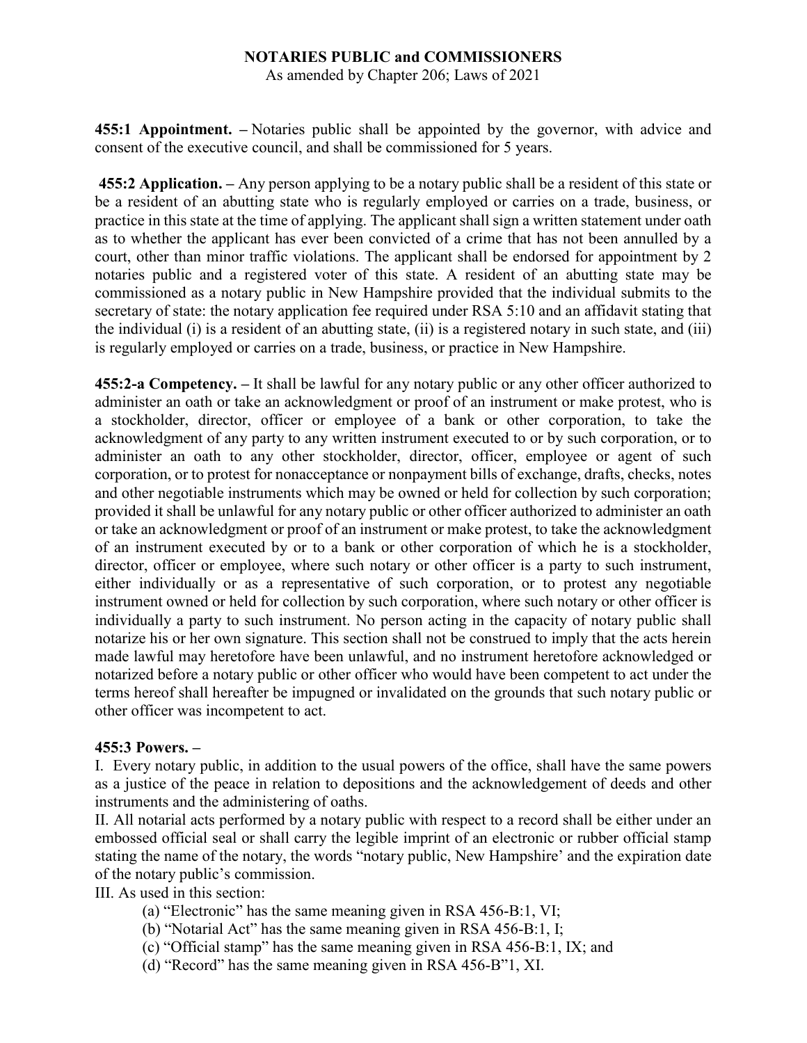**NOTARIES PUBLIC and COMMISSIONERS**

As amended by Chapter 206; Laws of 2021

**455:1 Appointment. –** Notaries public shall be appointed by the governor, with advice and consent of the executive council, and shall be commissioned for 5 years.

**455:2 Application. –** Any person applying to be a notary public shall be a resident of this state or be a resident of an abutting state who is regularly employed or carries on a trade, business, or practice in this state at the time of applying. The applicant shall sign a written statement under oath as to whether the applicant has ever been convicted of a crime that has not been annulled by a court, other than minor traffic violations. The applicant shall be endorsed for appointment by 2 notaries public and a registered voter of this state. A resident of an abutting state may be commissioned as a notary public in New Hampshire provided that the individual submits to the secretary of state: the notary application fee required under RSA 5:10 and an affidavit stating that the individual (i) is a resident of an abutting state, (ii) is a registered notary in such state, and (iii) is regularly employed or carries on a trade, business, or practice in New Hampshire.

**455:2-a Competency. –** It shall be lawful for any notary public or any other officer authorized to administer an oath or take an acknowledgment or proof of an instrument or make protest, who is a stockholder, director, officer or employee of a bank or other corporation, to take the acknowledgment of any party to any written instrument executed to or by such corporation, or to administer an oath to any other stockholder, director, officer, employee or agent of such corporation, or to protest for nonacceptance or nonpayment bills of exchange, drafts, checks, notes and other negotiable instruments which may be owned or held for collection by such corporation; provided it shall be unlawful for any notary public or other officer authorized to administer an oath or take an acknowledgment or proof of an instrument or make protest, to take the acknowledgment of an instrument executed by or to a bank or other corporation of which he is a stockholder, director, officer or employee, where such notary or other officer is a party to such instrument, either individually or as a representative of such corporation, or to protest any negotiable instrument owned or held for collection by such corporation, where such notary or other officer is individually a party to such instrument. No person acting in the capacity of notary public shall notarize his or her own signature. This section shall not be construed to imply that the acts herein made lawful may heretofore have been unlawful, and no instrument heretofore acknowledged or notarized before a notary public or other officer who would have been competent to act under the terms hereof shall hereafter be impugned or invalidated on the grounds that such notary public or other officer was incompetent to act.

**455:3 Powers. –**

I. Every notary public, in addition to the usual powers of the office, shall have the same powers as a justice of the peace in relation to depositions and the acknowledgement of deeds and other instruments and the administering of oaths.

II. All notarial acts performed by a notary public with respect to a record shall be either under an embossed official seal or shall carry the legible imprint of an electronic or rubber official stamp stating the name of the notary, the words "notary public, New Hampshire' and the expiration date of the notary public's commission.

III. As used in this section:

(a) "Electronic" has the same meaning given in RSA 456-B:1, VI;

(b) "Notarial Act" has the same meaning given in RSA 456-B:1, I;

(c) "Official stamp" has the same meaning given in RSA 456-B:1, IX; and

(d) "Record" has the same meaning given in RSA 456-B"1, XI.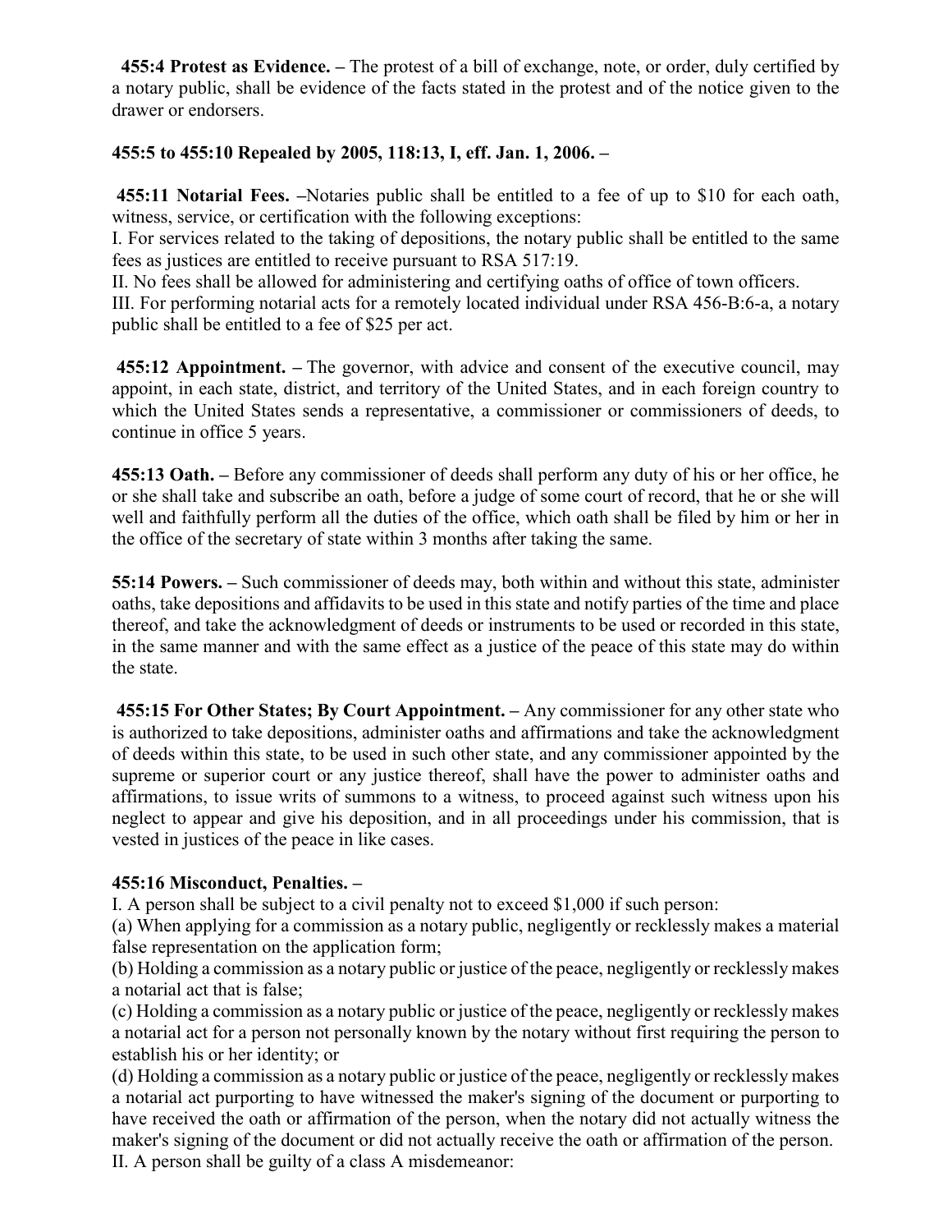**455:4 Protest as Evidence. –** The protest of a bill of exchange, note, or order, duly certified by a notary public, shall be evidence of the facts stated in the protest and of the notice given to the drawer or endorsers.

**455:5 to 455:10 Repealed by 2005, 118:13, I, eff. Jan. 1, 2006. –**

**455:11 Notarial Fees. –**Notaries public shall be entitled to a fee of up to $10 for each oath, witness, service, or certification with the following exceptions:

I. For services related to the taking of depositions, the notary public shall be entitled to the same fees as justices are entitled to receive pursuant to RSA 517:19.

II. No fees shall be allowed for administering and certifying oaths of office of town officers.

III. For performing notarial acts for a remotely located individual under RSA 456-B:6-a, a notary public shall be entitled to a fee of $25 per act.

**455:12 Appointment. –** The governor, with advice and consent of the executive council, may appoint, in each state, district, and territory of the United States, and in each foreign country to which the United States sends a representative, a commissioner or commissioners of deeds, to continue in office 5 years.

**455:13 Oath. –** Before any commissioner of deeds shall perform any duty of his or her office, he or she shall take and subscribe an oath, before a judge of some court of record, that he or she will well and faithfully perform all the duties of the office, which oath shall be filed by him or her in the office of the secretary of state within 3 months after taking the same.

**55:14 Powers. –** Such commissioner of deeds may, both within and without this state, administer oaths, take depositions and affidavits to be used in this state and notify parties of the time and place thereof, and take the acknowledgment of deeds or instruments to be used or recorded in this state, in the same manner and with the same effect as a justice of the peace of this state may do within the state.

**455:15 For Other States; By Court Appointment. –** Any commissioner for any other state who is authorized to take depositions, administer oaths and affirmations and take the acknowledgment of deeds within this state, to be used in such other state, and any commissioner appointed by the supreme or superior court or any justice thereof, shall have the power to administer oaths and affirmations, to issue writs of summons to a witness, to proceed against such witness upon his neglect to appear and give his deposition, and in all proceedings under his commission, that is vested in justices of the peace in like cases.

**455:16 Misconduct, Penalties. –**

I. A person shall be subject to a civil penalty not to exceed $1,000 if such person:

(a) When applying for a commission as a notary public, negligently or recklessly makes a material false representation on the application form;

(b) Holding a commission as a notary public or justice of the peace, negligently or recklessly makes a notarial act that is false;

(c) Holding a commission as a notary public or justice of the peace, negligently or recklessly makes a notarial act for a person not personally known by the notary without first requiring the person to establish his or her identity; or

(d) Holding a commission as a notary public or justice of the peace, negligently or recklessly makes a notarial act purporting to have witnessed the maker's signing of the document or purporting to have received the oath or affirmation of the person, when the notary did not actually witness the maker's signing of the document or did not actually receive the oath or affirmation of the person.

II. A person shall be guilty of a class A misdemeanor: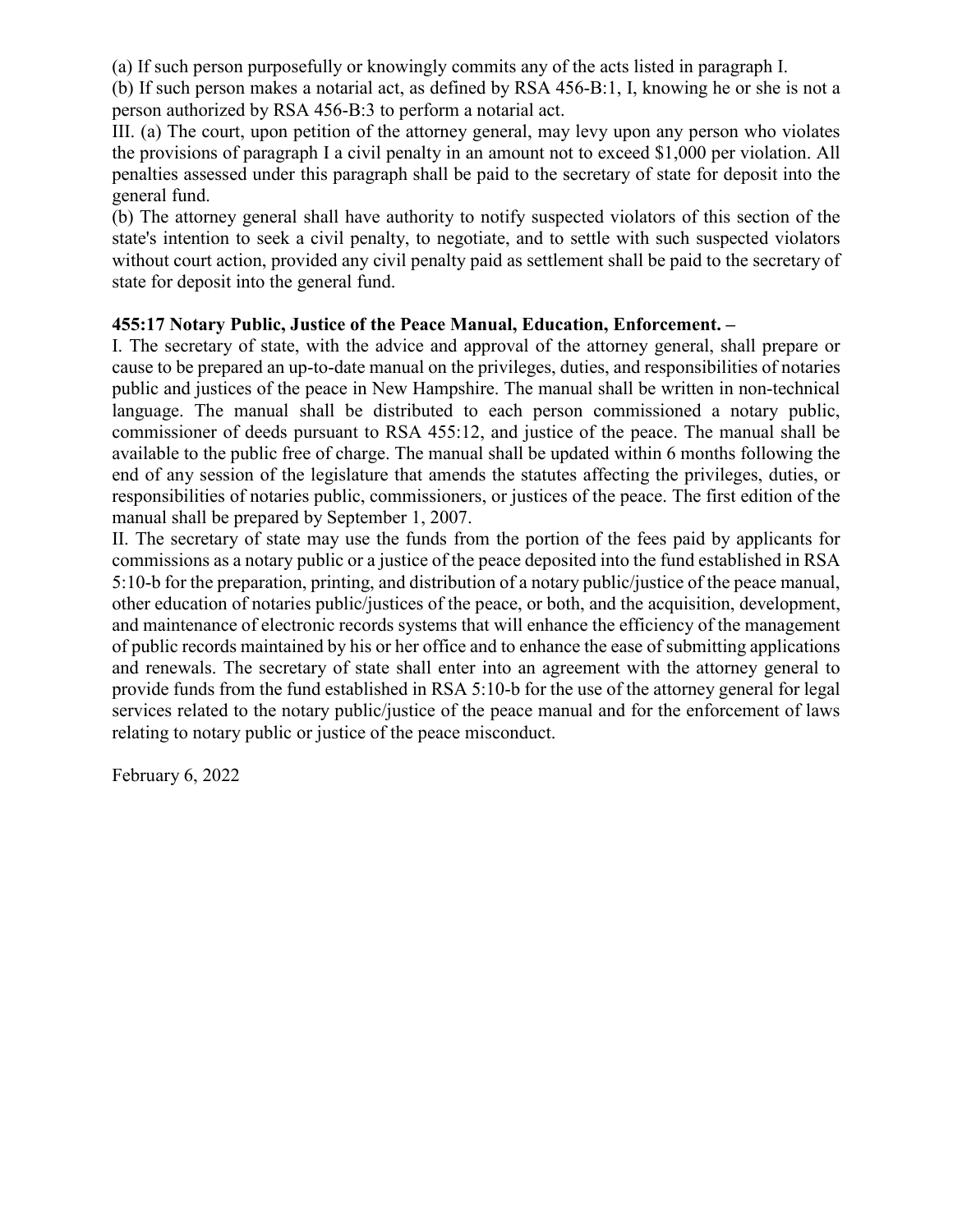(a) If such person purposefully or knowingly commits any of the acts listed in paragraph I.

(b) If such person makes a notarial act, as defined by RSA 456-B:1, I, knowing he or she is not a person authorized by RSA 456-B:3 to perform a notarial act.

III. (a) The court, upon petition of the attorney general, may levy upon any person who violates the provisions of paragraph I a civil penalty in an amount not to exceed $1,000 per violation. All penalties assessed under this paragraph shall be paid to the secretary of state for deposit into the general fund.

(b) The attorney general shall have authority to notify suspected violators of this section of the state's intention to seek a civil penalty, to negotiate, and to settle with such suspected violators without court action, provided any civil penalty paid as settlement shall be paid to the secretary of state for deposit into the general fund.

**455:17 Notary Public, Justice of the Peace Manual, Education, Enforcement. –**

I. The secretary of state, with the advice and approval of the attorney general, shall prepare or cause to be prepared an up-to-date manual on the privileges, duties, and responsibilities of notaries public and justices of the peace in New Hampshire. The manual shall be written in non-technical language. The manual shall be distributed to each person commissioned a notary public, commissioner of deeds pursuant to RSA 455:12, and justice of the peace. The manual shall be available to the public free of charge. The manual shall be updated within 6 months following the end of any session of the legislature that amends the statutes affecting the privileges, duties, or responsibilities of notaries public, commissioners, or justices of the peace. The first edition of the manual shall be prepared by September 1, 2007.

II. The secretary of state may use the funds from the portion of the fees paid by applicants for commissions as a notary public or a justice of the peace deposited into the fund established in RSA 5:10-b for the preparation, printing, and distribution of a notary public/justice of the peace manual, other education of notaries public/justices of the peace, or both, and the acquisition, development, and maintenance of electronic records systems that will enhance the efficiency of the management of public records maintained by his or her office and to enhance the ease of submitting applications and renewals. The secretary of state shall enter into an agreement with the attorney general to provide funds from the fund established in RSA 5:10-b for the use of the attorney general for legal services related to the notary public/justice of the peace manual and for the enforcement of laws relating to notary public or justice of the peace misconduct.

February 6, 2022